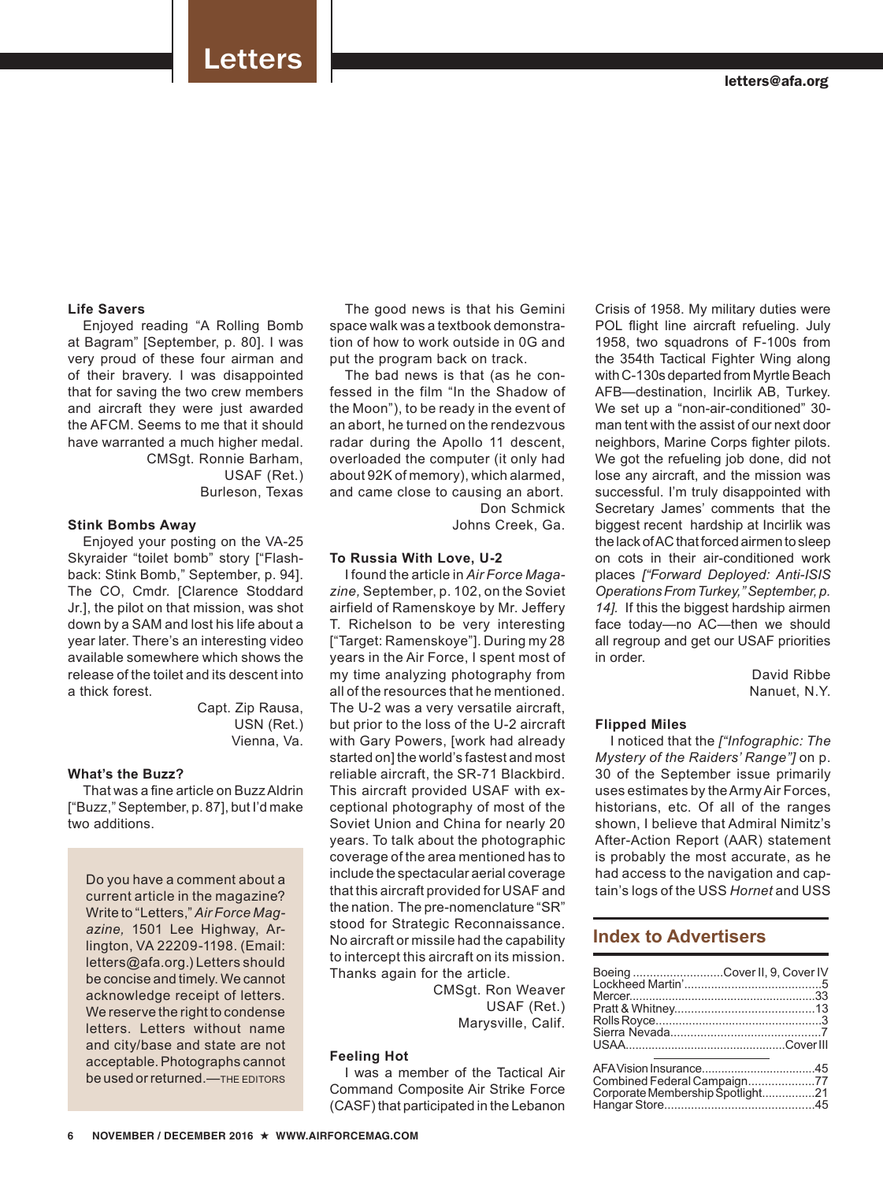# Letters

letters@afa.org

### Life Savers

Enjoyed reading "A Rolling Bomb at Bagram" [September, p. 80]. I was very proud of these four airman and of their bravery. I was disappointed that for saving the two crew members and aircraft they were just awarded the AFCM. Seems to me that it should have warranted a much higher medal.

CMSgt. Ronnie Barham,
USAF (Ret.)
Burleson, Texas

### Stink Bombs Away

Enjoyed your posting on the VA-25 Skyraider "toilet bomb" story ["Flashback: Stink Bomb," September, p. 94]. The CO, Cmdr. [Clarence Stoddard Jr.], the pilot on that mission, was shot down by a SAM and lost his life about a year later. There's an interesting video available somewhere which shows the release of the toilet and its descent into a thick forest.

Capt. Zip Rausa,
USN (Ret.)
Vienna, Va.

### What's the Buzz?

That was a fine article on Buzz Aldrin ["Buzz," September, p. 87], but I'd make two additions.

The good news is that his Gemini space walk was a textbook demonstration of how to work outside in 0G and put the program back on track.

The bad news is that (as he confessed in the film "In the Shadow of the Moon"), to be ready in the event of an abort, he turned on the rendezvous radar during the Apollo 11 descent, overloaded the computer (it only had about 92K of memory), which alarmed, and came close to causing an abort.

Don Schmick
Johns Creek, Ga.

### To Russia With Love, U-2

I found the article in *Air Force Magazine,* September, p. 102, on the Soviet airfield of Ramenskoye by Mr. Jeffery T. Richelson to be very interesting ["Target: Ramenskoye"]. During my 28 years in the Air Force, I spent most of my time analyzing photography from all of the resources that he mentioned. The U-2 was a very versatile aircraft, but prior to the loss of the U-2 aircraft with Gary Powers, [work had already started on] the world's fastest and most reliable aircraft, the SR-71 Blackbird. This aircraft provided USAF with exceptional photography of most of the Soviet Union and China for nearly 20 years. To talk about the photographic coverage of the area mentioned has to include the spectacular aerial coverage that this aircraft provided for USAF and the nation. The pre-nomenclature "SR" stood for Strategic Reconnaissance. No aircraft or missile had the capability to intercept this aircraft on its mission. Thanks again for the article.

CMSgt. Ron Weaver
USAF (Ret.)
Marysville, Calif.

### Feeling Hot

I was a member of the Tactical Air Command Composite Air Strike Force (CASF) that participated in the Lebanon Crisis of 1958. My military duties were POL flight line aircraft refueling. July 1958, two squadrons of F-100s from the 354th Tactical Fighter Wing along with C-130s departed from Myrtle Beach AFB—destination, Incirlik AB, Turkey. We set up a "non-air-conditioned" 30-man tent with the assist of our next door neighbors, Marine Corps fighter pilots. We got the refueling job done, did not lose any aircraft, and the mission was successful. I'm truly disappointed with Secretary James' comments that the biggest recent hardship at Incirlik was the lack of AC that forced airmen to sleep on cots in their air-conditioned work places *["Forward Deployed: Anti-ISIS Operations From Turkey," September, p. 14].* If this the biggest hardship airmen face today—no AC—then we should all regroup and get our USAF priorities in order.

David Ribbe
Nanuet, N.Y.

### Flipped Miles

I noticed that the *["Infographic: The Mystery of the Raiders' Range"]* on p. 30 of the September issue primarily uses estimates by the Army Air Forces, historians, etc. Of all of the ranges shown, I believe that Admiral Nimitz's After-Action Report (AAR) statement is probably the most accurate, as he had access to the navigation and captain's logs of the USS *Hornet* and USS

---

Do you have a comment about a current article in the magazine? Write to "Letters," *Air Force Magazine,* 1501 Lee Highway, Arlington, VA 22209-1198. (Email: letters@afa.org.) Letters should be concise and timely. We cannot acknowledge receipt of letters. We reserve the right to condense letters. Letters without name and city/base and state are not acceptable. Photographs cannot be used or returned.—THE EDITORS

---

## Index to Advertisers

| Advertiser | Page |
|---|---|
| Boeing | Cover II, 9, Cover IV |
| Lockheed Martin' | 5 |
| Mercer | 33 |
| Pratt & Whitney | 13 |
| Rolls Royce | 3 |
| Sierra Nevada | 7 |
| USAA | Cover III |
| AFA Vision Insurance | 45 |
| Combined Federal Campaign | 77 |
| Corporate Membership Spotlight | 21 |
| Hangar Store | 45 |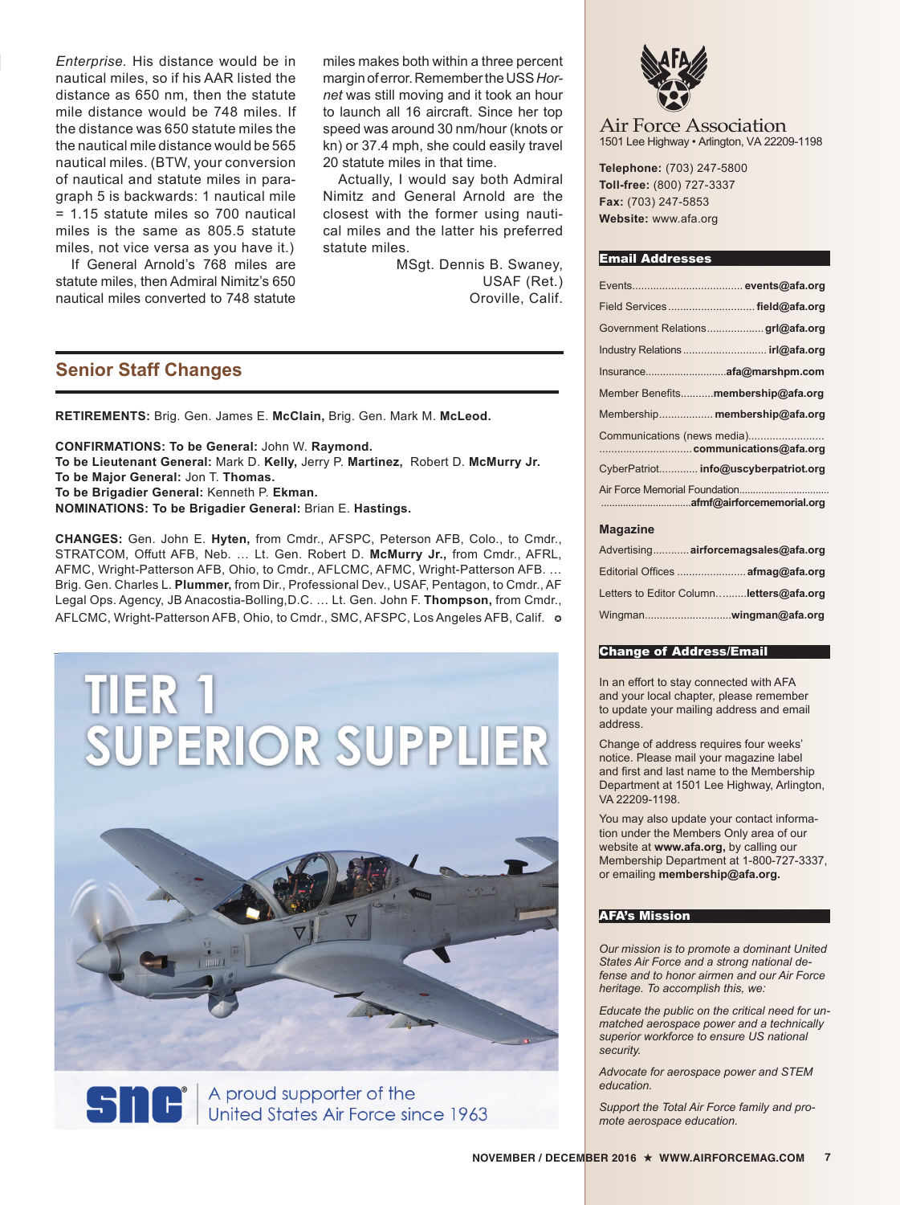*Enterprise.* His distance would be in nautical miles, so if his AAR listed the distance as 650 nm, then the statute mile distance would be 748 miles. If the distance was 650 statute miles the the nautical mile distance would be 565 nautical miles. (BTW, your conversion of nautical and statute miles in paragraph 5 is backwards: 1 nautical mile = 1.15 statute miles so 700 nautical miles is the same as 805.5 statute miles, not vice versa as you have it.)

If General Arnold's 768 miles are statute miles, then Admiral Nimitz's 650 nautical miles converted to 748 statute miles makes both within a three percent margin of error. Remember the USS *Hornet* was still moving and it took an hour to launch all 16 aircraft. Since her top speed was around 30 nm/hour (knots or kn) or 37.4 mph, she could easily travel 20 statute miles in that time.

Actually, I would say both Admiral Nimitz and General Arnold are the closest with the former using nautical miles and the latter his preferred statute miles.

MSgt. Dennis B. Swaney,
USAF (Ret.)
Oroville, Calif.

## Senior Staff Changes

**RETIREMENTS:** Brig. Gen. James E. **McClain,** Brig. Gen. Mark M. **McLeod.**

**CONFIRMATIONS: To be General:** John W. **Raymond.**
**To be Lieutenant General:** Mark D. **Kelly,** Jerry P. **Martinez,** Robert D. **McMurry Jr.**
**To be Major General:** Jon T. **Thomas.**
**To be Brigadier General:** Kenneth P. **Ekman.**
**NOMINATIONS: To be Brigadier General:** Brian E. **Hastings.**

**CHANGES:** Gen. John E. **Hyten,** from Cmdr., AFSPC, Peterson AFB, Colo., to Cmdr., STRATCOM, Offutt AFB, Neb. ... Lt. Gen. Robert D. **McMurry Jr.,** from Cmdr., AFRL, AFMC, Wright-Patterson AFB, Ohio, to Cmdr., AFLCMC, AFMC, Wright-Patterson AFB. ... Brig. Gen. Charles L. **Plummer,** from Dir., Professional Dev., USAF, Pentagon, to Cmdr., AF Legal Ops. Agency, JB Anacostia-Bolling, D.C. ... Lt. Gen. John F. **Thompson,** from Cmdr., AFLCMC, Wright-Patterson AFB, Ohio, to Cmdr., SMC, AFSPC, Los Angeles AFB, Calif.

TIER 1 SUPERIOR SUPPLIER

SNC® A proud supporter of the United States Air Force since 1963

# Air Force Association

1501 Lee Highway • Arlington, VA 22209-1198

**Telephone:** (703) 247-5800
**Toll-free:** (800) 727-3337
**Fax:** (703) 247-5853
**Website:** www.afa.org

### Email Addresses

Events.......... **events@afa.org**
Field Services.......... **field@afa.org**
Government Relations.......... **grl@afa.org**
Industry Relations.......... **irl@afa.org**
Insurance.......... **afa@marshpm.com**
Member Benefits.......... **membership@afa.org**
Membership.......... **membership@afa.org**
Communications (news media).......... **communications@afa.org**
CyberPatriot.......... **info@uscyberpatriot.org**
Air Force Memorial Foundation.......... **afmf@airforcememorial.org**

### Magazine

Advertising.......... **airforcemagsales@afa.org**
Editorial Offices.......... **afmag@afa.org**
Letters to Editor Column.......... **letters@afa.org**
Wingman.......... **wingman@afa.org**

### Change of Address/Email

In an effort to stay connected with AFA and your local chapter, please remember to update your mailing address and email address.

Change of address requires four weeks' notice. Please mail your magazine label and first and last name to the Membership Department at 1501 Lee Highway, Arlington, VA 22209-1198.

You may also update your contact information under the Members Only area of our website at **www.afa.org,** by calling our Membership Department at 1-800-727-3337, or emailing **membership@afa.org.**

### AFA's Mission

*Our mission is to promote a dominant United States Air Force and a strong national defense and to honor airmen and our Air Force heritage. To accomplish this, we:*

*Educate the public on the critical need for unmatched aerospace power and a technically superior workforce to ensure US national security.*

*Advocate for aerospace power and STEM education.*

*Support the Total Air Force family and promote aerospace education.*